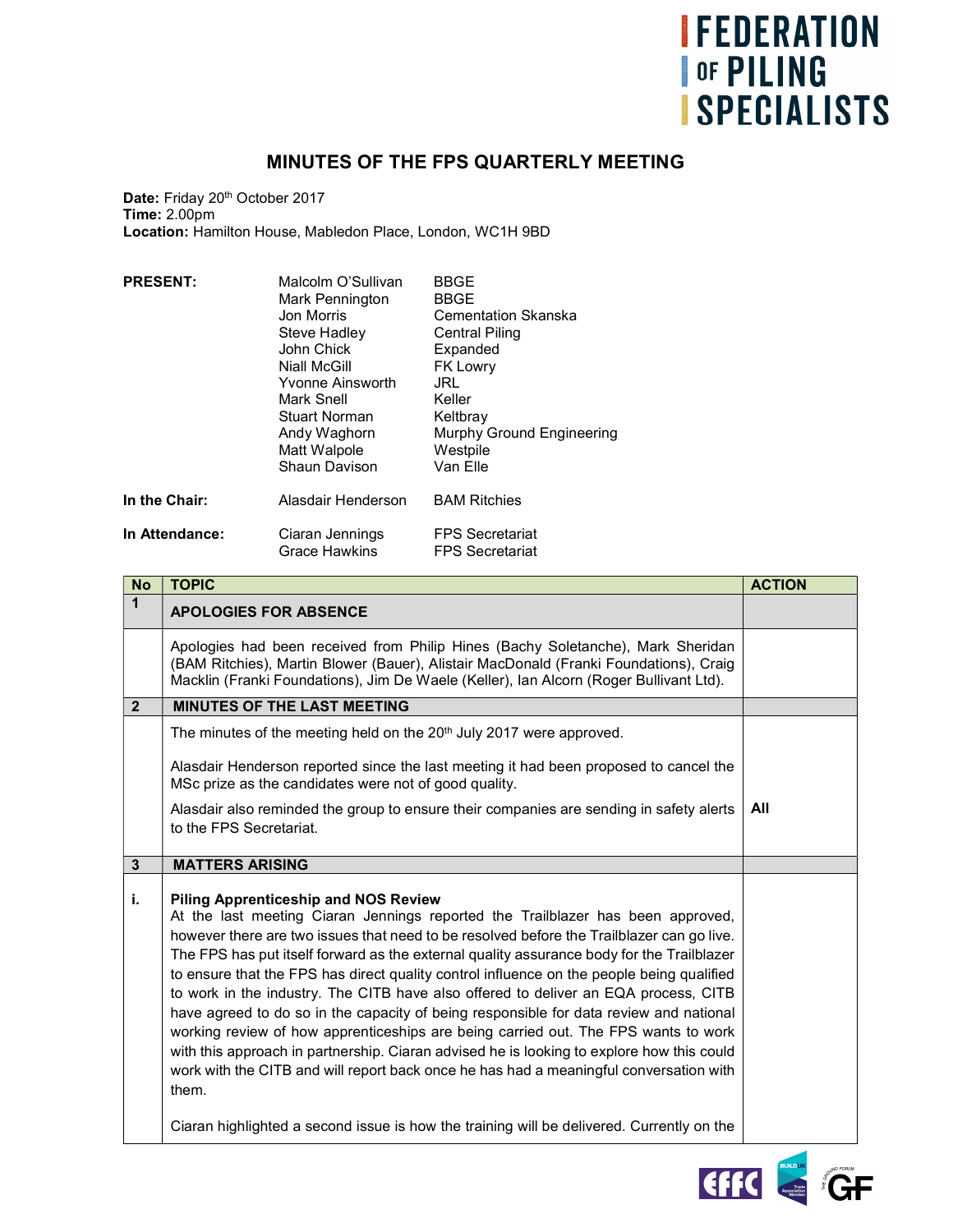**FEDERATION OF PILING SPECIALISTS**

# MINUTES OF THE FPS QUARTERLY MEETING

**Date:** Friday 20th October 2017
**Time:** 2.00pm
**Location:** Hamilton House, Mabledon Place, London, WC1H 9BD

| | | |
|---|---|---|
| **PRESENT:** | Malcolm O'Sullivan | BBGE |
| | Mark Pennington | BBGE |
| | Jon Morris | Cementation Skanska |
| | Steve Hadley | Central Piling |
| | John Chick | Expanded |
| | Niall McGill | FK Lowry |
| | Yvonne Ainsworth | JRL |
| | Mark Snell | Keller |
| | Stuart Norman | Keltbray |
| | Andy Waghorn | Murphy Ground Engineering |
| | Matt Walpole | Westpile |
| | Shaun Davison | Van Elle |
| **In the Chair:** | Alasdair Henderson | BAM Ritchies |
| **In Attendance:** | Ciaran Jennings | FPS Secretariat |
| | Grace Hawkins | FPS Secretariat |

| No | TOPIC | ACTION |
|---|---|---|
| 1 | **APOLOGIES FOR ABSENCE** | |
| | Apologies had been received from Philip Hines (Bachy Soletanche), Mark Sheridan (BAM Ritchies), Martin Blower (Bauer), Alistair MacDonald (Franki Foundations), Craig Macklin (Franki Foundations), Jim De Waele (Keller), Ian Alcorn (Roger Bullivant Ltd). | |
| 2 | **MINUTES OF THE LAST MEETING** | |
| | The minutes of the meeting held on the 20th July 2017 were approved. | |
| | Alasdair Henderson reported since the last meeting it had been proposed to cancel the MSc prize as the candidates were not of good quality. | |
| | Alasdair also reminded the group to ensure their companies are sending in safety alerts to the FPS Secretariat. | **All** |
| 3 | **MATTERS ARISING** | |
| i. | **Piling Apprenticeship and NOS Review** At the last meeting Ciaran Jennings reported the Trailblazer has been approved, however there are two issues that need to be resolved before the Trailblazer can go live. The FPS has put itself forward as the external quality assurance body for the Trailblazer to ensure that the FPS has direct quality control influence on the people being qualified to work in the industry. The CITB have also offered to deliver an EQA process, CITB have agreed to do so in the capacity of being responsible for data review and national working review of how apprenticeships are being carried out. The FPS wants to work with this approach in partnership. Ciaran advised he is looking to explore how this could work with the CITB and will report back once he has had a meaningful conversation with them. | |
| | Ciaran highlighted a second issue is how the training will be delivered. Currently on the | |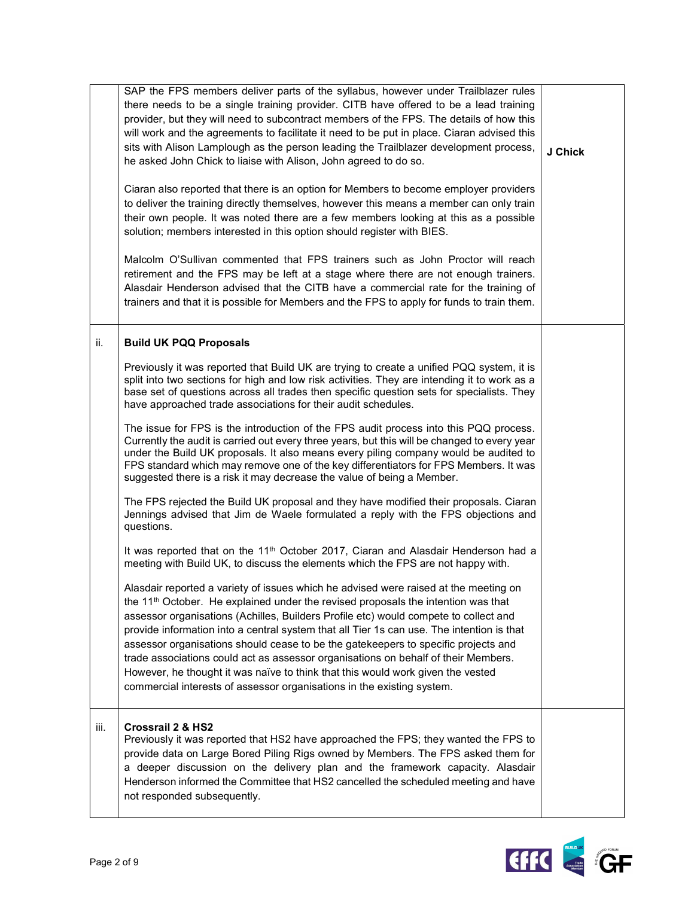| | | |
|---|---|---|
| | SAP the FPS members deliver parts of the syllabus, however under Trailblazer rules there needs to be a single training provider. CITB have offered to be a lead training provider, but they will need to subcontract members of the FPS. The details of how this will work and the agreements to facilitate it need to be put in place. Ciaran advised this sits with Alison Lamplough as the person leading the Trailblazer development process, he asked John Chick to liaise with Alison, John agreed to do so.<br><br>Ciaran also reported that there is an option for Members to become employer providers to deliver the training directly themselves, however this means a member can only train their own people. It was noted there are a few members looking at this as a possible solution; members interested in this option should register with BIES.<br><br>Malcolm O'Sullivan commented that FPS trainers such as John Proctor will reach retirement and the FPS may be left at a stage where there are not enough trainers. Alasdair Henderson advised that the CITB have a commercial rate for the training of trainers and that it is possible for Members and the FPS to apply for funds to train them. | **J Chick** |
| ii. | **Build UK PQQ Proposals**<br><br>Previously it was reported that Build UK are trying to create a unified PQQ system, it is split into two sections for high and low risk activities. They are intending it to work as a base set of questions across all trades then specific question sets for specialists. They have approached trade associations for their audit schedules.<br><br>The issue for FPS is the introduction of the FPS audit process into this PQQ process. Currently the audit is carried out every three years, but this will be changed to every year under the Build UK proposals. It also means every piling company would be audited to FPS standard which may remove one of the key differentiators for FPS Members. It was suggested there is a risk it may decrease the value of being a Member.<br><br>The FPS rejected the Build UK proposal and they have modified their proposals. Ciaran Jennings advised that Jim de Waele formulated a reply with the FPS objections and questions.<br><br>It was reported that on the 11th October 2017, Ciaran and Alasdair Henderson had a meeting with Build UK, to discuss the elements which the FPS are not happy with.<br><br>Alasdair reported a variety of issues which he advised were raised at the meeting on the 11th October. He explained under the revised proposals the intention was that assessor organisations (Achilles, Builders Profile etc) would compete to collect and provide information into a central system that all Tier 1s can use. The intention is that assessor organisations should cease to be the gatekeepers to specific projects and trade associations could act as assessor organisations on behalf of their Members. However, he thought it was naïve to think that this would work given the vested commercial interests of assessor organisations in the existing system. | |
| iii. | **Crossrail 2 & HS2**<br>Previously it was reported that HS2 have approached the FPS; they wanted the FPS to provide data on Large Bored Piling Rigs owned by Members. The FPS asked them for a deeper discussion on the delivery plan and the framework capacity. Alasdair Henderson informed the Committee that HS2 cancelled the scheduled meeting and have not responded subsequently. | |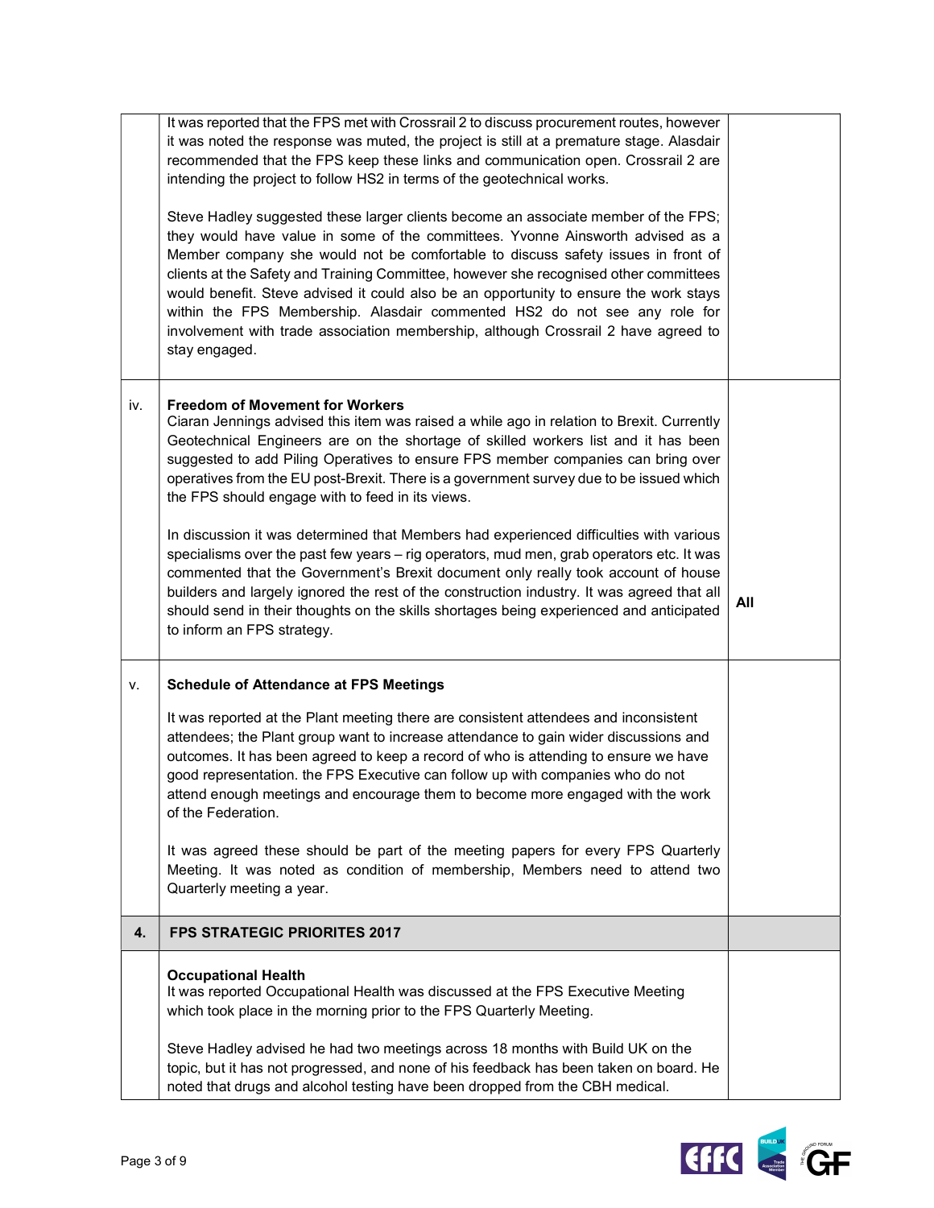| | | |
|---|---|---|
| | It was reported that the FPS met with Crossrail 2 to discuss procurement routes, however it was noted the response was muted, the project is still at a premature stage. Alasdair recommended that the FPS keep these links and communication open. Crossrail 2 are intending the project to follow HS2 in terms of the geotechnical works.<br><br>Steve Hadley suggested these larger clients become an associate member of the FPS; they would have value in some of the committees. Yvonne Ainsworth advised as a Member company she would not be comfortable to discuss safety issues in front of clients at the Safety and Training Committee, however she recognised other committees would benefit. Steve advised it could also be an opportunity to ensure the work stays within the FPS Membership. Alasdair commented HS2 do not see any role for involvement with trade association membership, although Crossrail 2 have agreed to stay engaged. | |
| iv. | **Freedom of Movement for Workers**<br>Ciaran Jennings advised this item was raised a while ago in relation to Brexit. Currently Geotechnical Engineers are on the shortage of skilled workers list and it has been suggested to add Piling Operatives to ensure FPS member companies can bring over operatives from the EU post-Brexit. There is a government survey due to be issued which the FPS should engage with to feed in its views.<br><br>In discussion it was determined that Members had experienced difficulties with various specialisms over the past few years – rig operators, mud men, grab operators etc. It was commented that the Government's Brexit document only really took account of house builders and largely ignored the rest of the construction industry. It was agreed that all should send in their thoughts on the skills shortages being experienced and anticipated to inform an FPS strategy. | **All** |
| v. | **Schedule of Attendance at FPS Meetings**<br><br>It was reported at the Plant meeting there are consistent attendees and inconsistent attendees; the Plant group want to increase attendance to gain wider discussions and outcomes. It has been agreed to keep a record of who is attending to ensure we have good representation. the FPS Executive can follow up with companies who do not attend enough meetings and encourage them to become more engaged with the work of the Federation.<br><br>It was agreed these should be part of the meeting papers for every FPS Quarterly Meeting. It was noted as condition of membership, Members need to attend two Quarterly meeting a year. | |
| **4.** | **FPS STRATEGIC PRIORITIES 2017** | |
| | **Occupational Health**<br>It was reported Occupational Health was discussed at the FPS Executive Meeting which took place in the morning prior to the FPS Quarterly Meeting.<br><br>Steve Hadley advised he had two meetings across 18 months with Build UK on the topic, but it has not progressed, and none of his feedback has been taken on board. He noted that drugs and alcohol testing have been dropped from the CBH medical. | |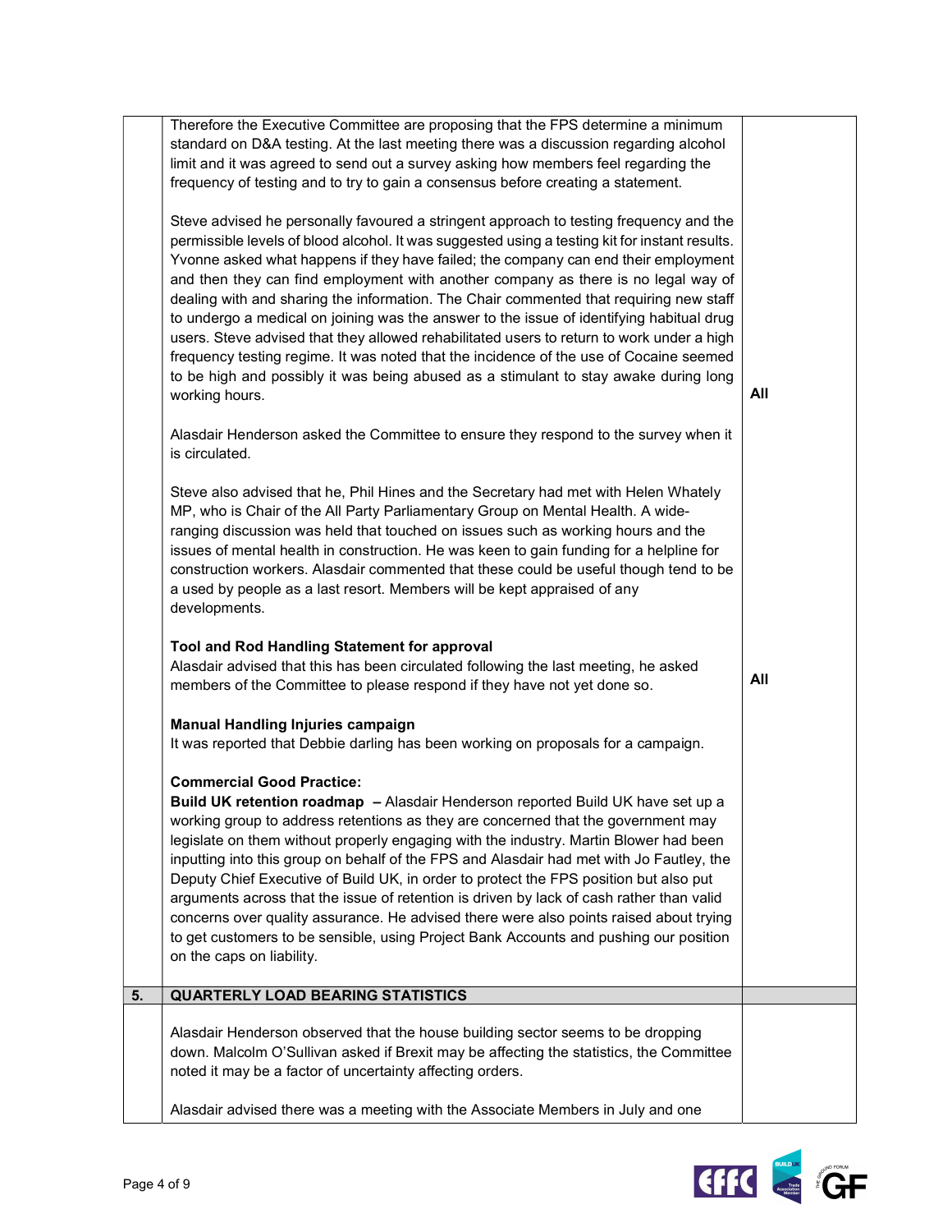| | | |
|---|---|---|
| | Therefore the Executive Committee are proposing that the FPS determine a minimum standard on D&A testing. At the last meeting there was a discussion regarding alcohol limit and it was agreed to send out a survey asking how members feel regarding the frequency of testing and to try to gain a consensus before creating a statement.<br><br>Steve advised he personally favoured a stringent approach to testing frequency and the permissible levels of blood alcohol. It was suggested using a testing kit for instant results. Yvonne asked what happens if they have failed; the company can end their employment and then they can find employment with another company as there is no legal way of dealing with and sharing the information. The Chair commented that requiring new staff to undergo a medical on joining was the answer to the issue of identifying habitual drug users. Steve advised that they allowed rehabilitated users to return to work under a high frequency testing regime. It was noted that the incidence of the use of Cocaine seemed to be high and possibly it was being abused as a stimulant to stay awake during long working hours.<br><br>Alasdair Henderson asked the Committee to ensure they respond to the survey when it is circulated.<br><br>Steve also advised that he, Phil Hines and the Secretary had met with Helen Whately MP, who is Chair of the All Party Parliamentary Group on Mental Health. A wide-ranging discussion was held that touched on issues such as working hours and the issues of mental health in construction. He was keen to gain funding for a helpline for construction workers. Alasdair commented that these could be useful though tend to be a used by people as a last resort. Members will be kept appraised of any developments.<br><br>**Tool and Rod Handling Statement for approval**<br>Alasdair advised that this has been circulated following the last meeting, he asked members of the Committee to please respond if they have not yet done so.<br><br>**Manual Handling Injuries campaign**<br>It was reported that Debbie darling has been working on proposals for a campaign.<br><br>**Commercial Good Practice:**<br>**Build UK retention roadmap** – Alasdair Henderson reported Build UK have set up a working group to address retentions as they are concerned that the government may legislate on them without properly engaging with the industry. Martin Blower had been inputting into this group on behalf of the FPS and Alasdair had met with Jo Fautley, the Deputy Chief Executive of Build UK, in order to protect the FPS position but also put arguments across that the issue of retention is driven by lack of cash rather than valid concerns over quality assurance. He advised there were also points raised about trying to get customers to be sensible, using Project Bank Accounts and pushing our position on the caps on liability. | All<br><br><br><br><br><br><br><br>All |
| **5.** | **QUARTERLY LOAD BEARING STATISTICS** | |
| | Alasdair Henderson observed that the house building sector seems to be dropping down. Malcolm O'Sullivan asked if Brexit may be affecting the statistics, the Committee noted it may be a factor of uncertainty affecting orders.<br><br>Alasdair advised there was a meeting with the Associate Members in July and one | |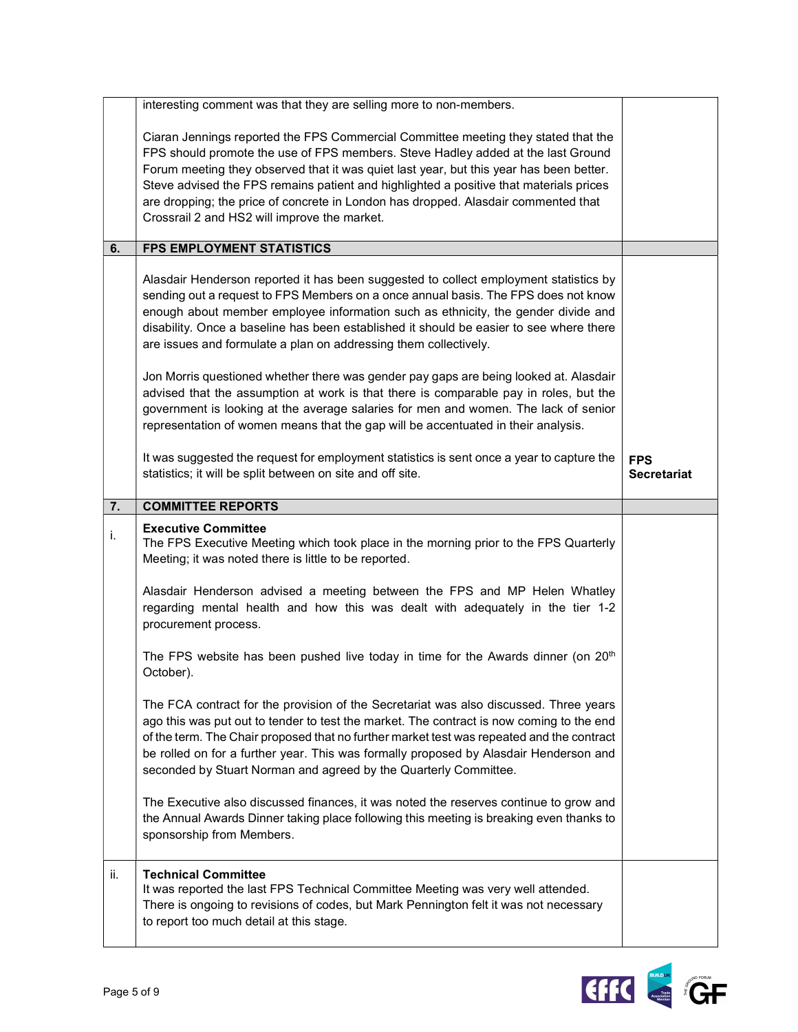| | | |
|---|---|---|
| | interesting comment was that they are selling more to non-members.<br><br>Ciaran Jennings reported the FPS Commercial Committee meeting they stated that the FPS should promote the use of FPS members. Steve Hadley added at the last Ground Forum meeting they observed that it was quiet last year, but this year has been better. Steve advised the FPS remains patient and highlighted a positive that materials prices are dropping; the price of concrete in London has dropped. Alasdair commented that Crossrail 2 and HS2 will improve the market. | |
| **6.** | **FPS EMPLOYMENT STATISTICS** | |
| | Alasdair Henderson reported it has been suggested to collect employment statistics by sending out a request to FPS Members on a once annual basis. The FPS does not know enough about member employee information such as ethnicity, the gender divide and disability. Once a baseline has been established it should be easier to see where there are issues and formulate a plan on addressing them collectively.<br><br>Jon Morris questioned whether there was gender pay gaps are being looked at. Alasdair advised that the assumption at work is that there is comparable pay in roles, but the government is looking at the average salaries for men and women. The lack of senior representation of women means that the gap will be accentuated in their analysis.<br><br>It was suggested the request for employment statistics is sent once a year to capture the statistics; it will be split between on site and off site. | **FPS Secretariat** |
| **7.** | **COMMITTEE REPORTS** | |
| i. | **Executive Committee**<br>The FPS Executive Meeting which took place in the morning prior to the FPS Quarterly Meeting; it was noted there is little to be reported.<br><br>Alasdair Henderson advised a meeting between the FPS and MP Helen Whatley regarding mental health and how this was dealt with adequately in the tier 1-2 procurement process.<br><br>The FPS website has been pushed live today in time for the Awards dinner (on 20th October).<br><br>The FCA contract for the provision of the Secretariat was also discussed. Three years ago this was put out to tender to test the market. The contract is now coming to the end of the term. The Chair proposed that no further market test was repeated and the contract be rolled on for a further year. This was formally proposed by Alasdair Henderson and seconded by Stuart Norman and agreed by the Quarterly Committee.<br><br>The Executive also discussed finances, it was noted the reserves continue to grow and the Annual Awards Dinner taking place following this meeting is breaking even thanks to sponsorship from Members. | |
| ii. | **Technical Committee**<br>It was reported the last FPS Technical Committee Meeting was very well attended. There is ongoing to revisions of codes, but Mark Pennington felt it was not necessary to report too much detail at this stage. | |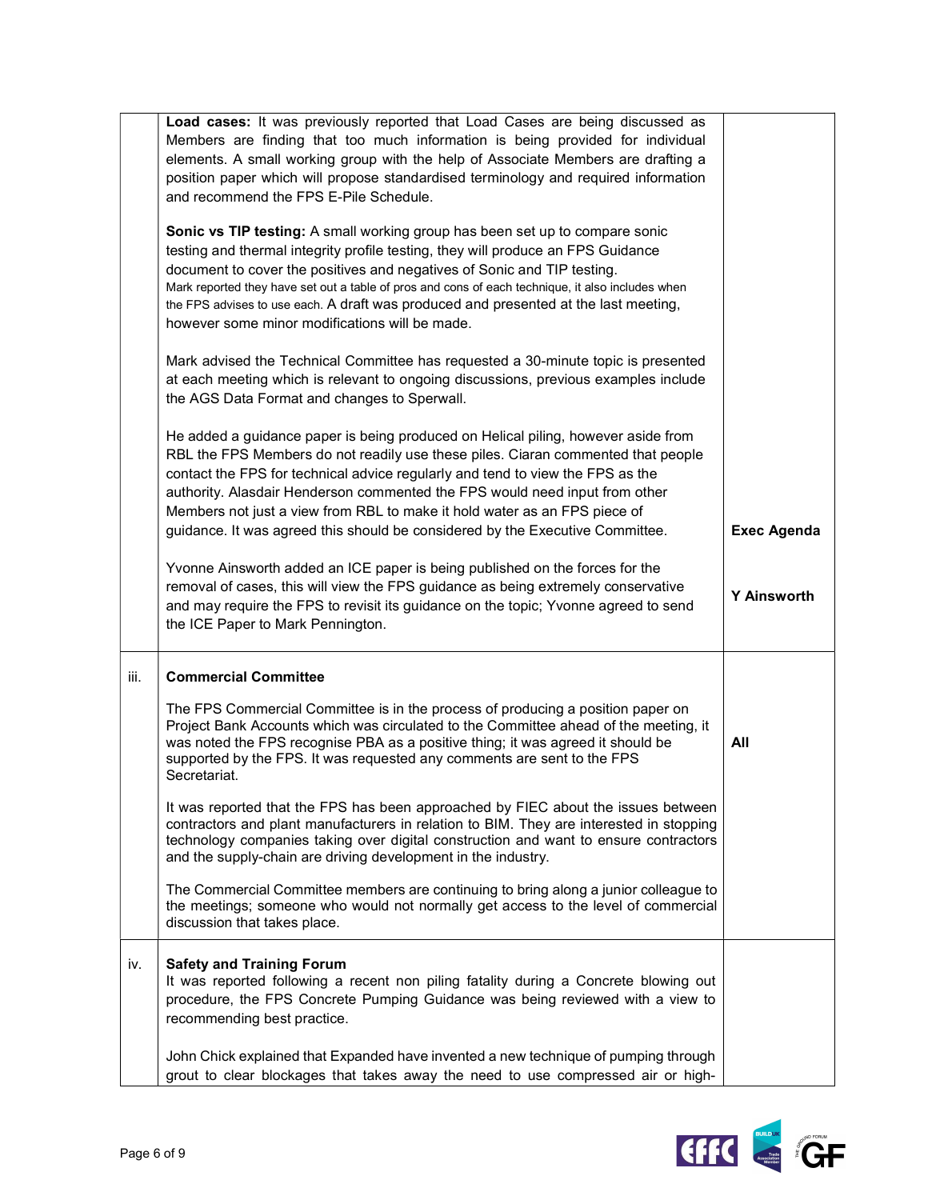| | | |
|---|---|---|
| | **Load cases:** It was previously reported that Load Cases are being discussed as Members are finding that too much information is being provided for individual elements. A small working group with the help of Associate Members are drafting a position paper which will propose standardised terminology and required information and recommend the FPS E-Pile Schedule.<br><br>**Sonic vs TIP testing:** A small working group has been set up to compare sonic testing and thermal integrity profile testing, they will produce an FPS Guidance document to cover the positives and negatives of Sonic and TIP testing. Mark reported they have set out a table of pros and cons of each technique, it also includes when the FPS advises to use each. A draft was produced and presented at the last meeting, however some minor modifications will be made.<br><br>Mark advised the Technical Committee has requested a 30-minute topic is presented at each meeting which is relevant to ongoing discussions, previous examples include the AGS Data Format and changes to Sperwall.<br><br>He added a guidance paper is being produced on Helical piling, however aside from RBL the FPS Members do not readily use these piles. Ciaran commented that people contact the FPS for technical advice regularly and tend to view the FPS as the authority. Alasdair Henderson commented the FPS would need input from other Members not just a view from RBL to make it hold water as an FPS piece of guidance. It was agreed this should be considered by the Executive Committee.<br><br>Yvonne Ainsworth added an ICE paper is being published on the forces for the removal of cases, this will view the FPS guidance as being extremely conservative and may require the FPS to revisit its guidance on the topic; Yvonne agreed to send the ICE Paper to Mark Pennington. | **Exec Agenda**<br><br>**Y Ainsworth** |
| iii. | **Commercial Committee**<br><br>The FPS Commercial Committee is in the process of producing a position paper on Project Bank Accounts which was circulated to the Committee ahead of the meeting, it was noted the FPS recognise PBA as a positive thing; it was agreed it should be supported by the FPS. It was requested any comments are sent to the FPS Secretariat.<br><br>It was reported that the FPS has been approached by FIEC about the issues between contractors and plant manufacturers in relation to BIM. They are interested in stopping technology companies taking over digital construction and want to ensure contractors and the supply-chain are driving development in the industry.<br><br>The Commercial Committee members are continuing to bring along a junior colleague to the meetings; someone who would not normally get access to the level of commercial discussion that takes place. | **All** |
| iv. | **Safety and Training Forum**<br>It was reported following a recent non piling fatality during a Concrete blowing out procedure, the FPS Concrete Pumping Guidance was being reviewed with a view to recommending best practice.<br><br>John Chick explained that Expanded have invented a new technique of pumping through grout to clear blockages that takes away the need to use compressed air or high- | |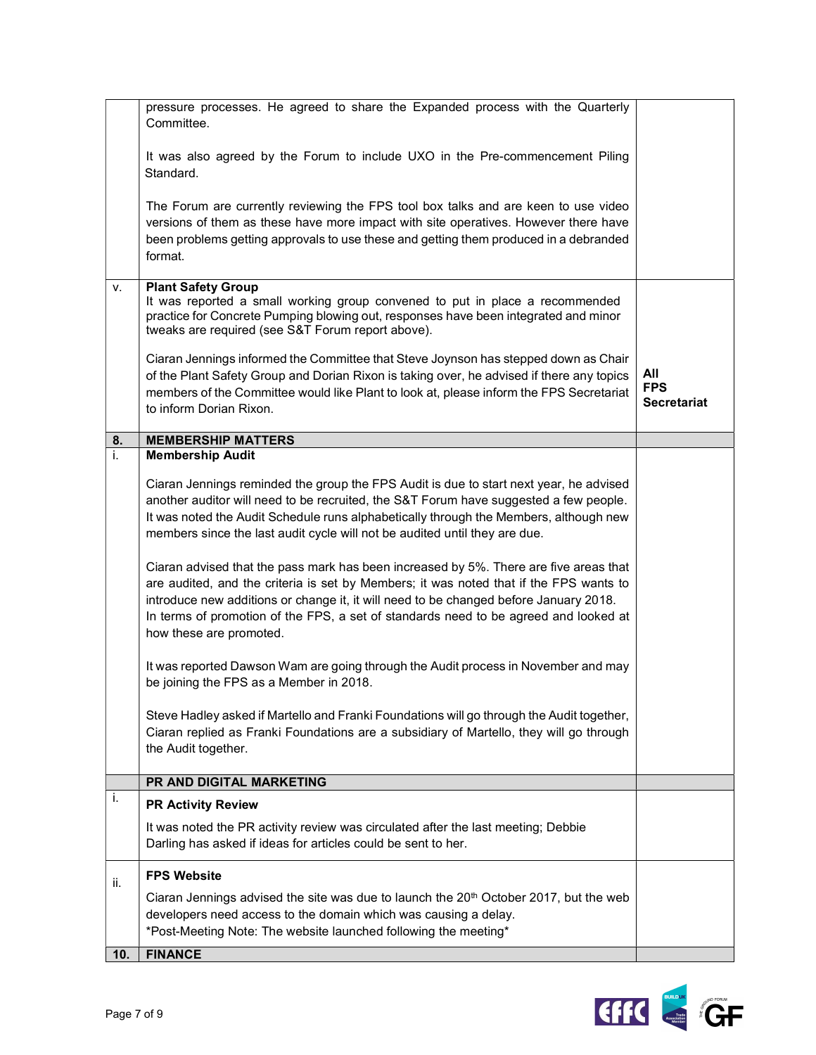| | | |
|---|---|---|
| | pressure processes. He agreed to share the Expanded process with the Quarterly Committee.<br><br>It was also agreed by the Forum to include UXO in the Pre-commencement Piling Standard.<br><br>The Forum are currently reviewing the FPS tool box talks and are keen to use video versions of them as these have more impact with site operatives. However there have been problems getting approvals to use these and getting them produced in a debranded format. | |
| v. | **Plant Safety Group**<br>It was reported a small working group convened to put in place a recommended practice for Concrete Pumping blowing out, responses have been integrated and minor tweaks are required (see S&T Forum report above).<br><br>Ciaran Jennings informed the Committee that Steve Joynson has stepped down as Chair of the Plant Safety Group and Dorian Rixon is taking over, he advised if there any topics members of the Committee would like Plant to look at, please inform the FPS Secretariat to inform Dorian Rixon. | **All FPS Secretariat** |
| **8.** | **MEMBERSHIP MATTERS** | |
| i. | **Membership Audit**<br><br>Ciaran Jennings reminded the group the FPS Audit is due to start next year, he advised another auditor will need to be recruited, the S&T Forum have suggested a few people. It was noted the Audit Schedule runs alphabetically through the Members, although new members since the last audit cycle will not be audited until they are due.<br><br>Ciaran advised that the pass mark has been increased by 5%. There are five areas that are audited, and the criteria is set by Members; it was noted that if the FPS wants to introduce new additions or change it, it will need to be changed before January 2018. In terms of promotion of the FPS, a set of standards need to be agreed and looked at how these are promoted.<br><br>It was reported Dawson Wam are going through the Audit process in November and may be joining the FPS as a Member in 2018.<br><br>Steve Hadley asked if Martello and Franki Foundations will go through the Audit together, Ciaran replied as Franki Foundations are a subsidiary of Martello, they will go through the Audit together. | |
| | **PR AND DIGITAL MARKETING** | |
| i. | **PR Activity Review**<br><br>It was noted the PR activity review was circulated after the last meeting; Debbie Darling has asked if ideas for articles could be sent to her. | |
| ii. | **FPS Website**<br><br>Ciaran Jennings advised the site was due to launch the 20th October 2017, but the web developers need access to the domain which was causing a delay.<br>*Post-Meeting Note: The website launched following the meeting* | |
| **10.** | **FINANCE** | |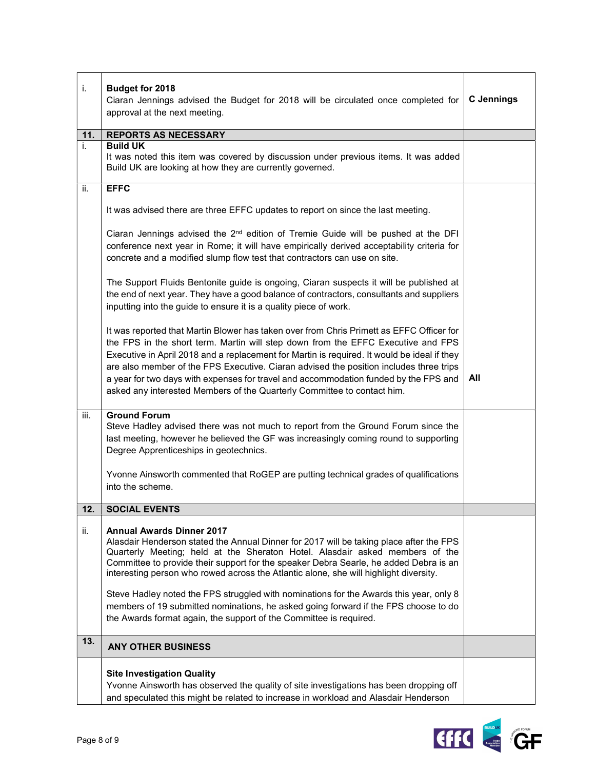| | | |
|---|---|---|
| i. | **Budget for 2018**<br>Ciaran Jennings advised the Budget for 2018 will be circulated once completed for approval at the next meeting. | **C Jennings** |
| **11.** | **REPORTS AS NECESSARY** | |
| i. | **Build UK**<br>It was noted this item was covered by discussion under previous items. It was added Build UK are looking at how they are currently governed. | |
| ii. | **EFFC**<br><br>It was advised there are three EFFC updates to report on since the last meeting.<br><br>Ciaran Jennings advised the 2nd edition of Tremie Guide will be pushed at the DFI conference next year in Rome; it will have empirically derived acceptability criteria for concrete and a modified slump flow test that contractors can use on site.<br><br>The Support Fluids Bentonite guide is ongoing, Ciaran suspects it will be published at the end of next year. They have a good balance of contractors, consultants and suppliers inputting into the guide to ensure it is a quality piece of work.<br><br>It was reported that Martin Blower has taken over from Chris Primett as EFFC Officer for the FPS in the short term. Martin will step down from the EFFC Executive and FPS Executive in April 2018 and a replacement for Martin is required. It would be ideal if they are also member of the FPS Executive. Ciaran advised the position includes three trips a year for two days with expenses for travel and accommodation funded by the FPS and asked any interested Members of the Quarterly Committee to contact him. | **All** |
| iii. | **Ground Forum**<br>Steve Hadley advised there was not much to report from the Ground Forum since the last meeting, however he believed the GF was increasingly coming round to supporting Degree Apprenticeships in geotechnics.<br><br>Yvonne Ainsworth commented that RoGEP are putting technical grades of qualifications into the scheme. | |
| **12.** | **SOCIAL EVENTS** | |
| ii. | **Annual Awards Dinner 2017**<br>Alasdair Henderson stated the Annual Dinner for 2017 will be taking place after the FPS Quarterly Meeting; held at the Sheraton Hotel. Alasdair asked members of the Committee to provide their support for the speaker Debra Searle, he added Debra is an interesting person who rowed across the Atlantic alone, she will highlight diversity.<br><br>Steve Hadley noted the FPS struggled with nominations for the Awards this year, only 8 members of 19 submitted nominations, he asked going forward if the FPS choose to do the Awards format again, the support of the Committee is required. | |
| **13.** | **ANY OTHER BUSINESS** | |
| | **Site Investigation Quality**<br>Yvonne Ainsworth has observed the quality of site investigations has been dropping off and speculated this might be related to increase in workload and Alasdair Henderson | |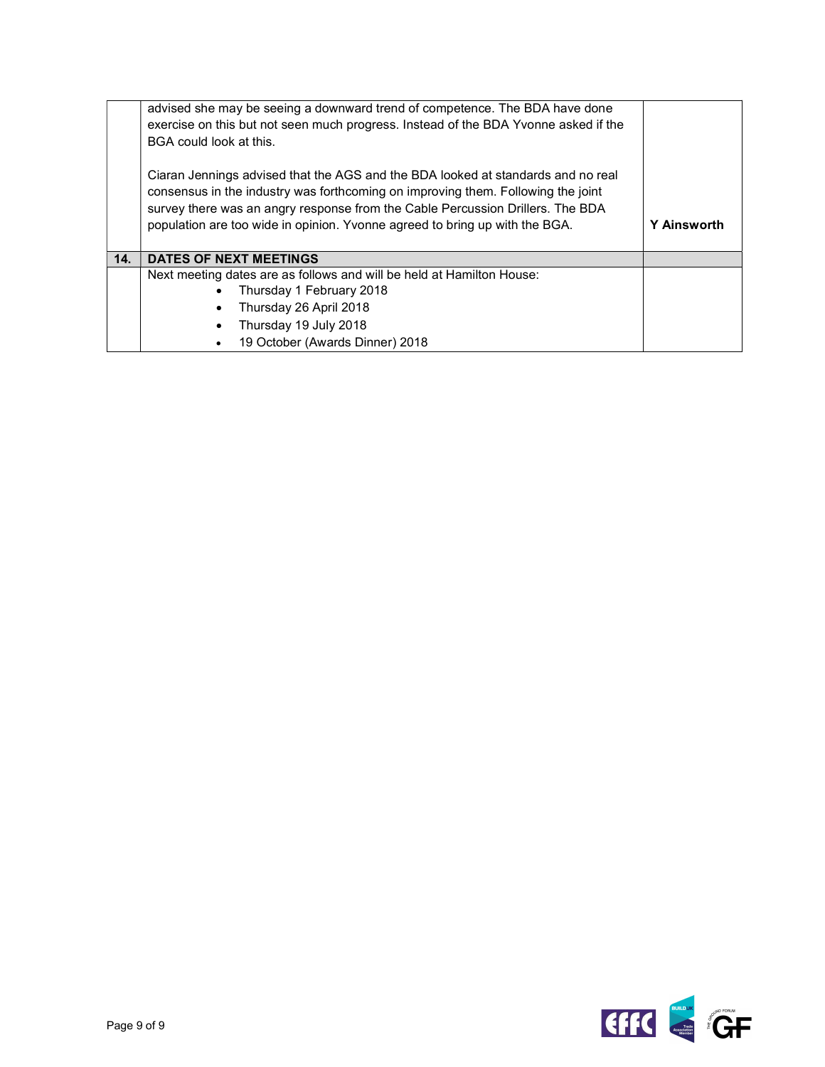| | | |
|---|---|---|
| | advised she may be seeing a downward trend of competence. The BDA have done exercise on this but not seen much progress. Instead of the BDA Yvonne asked if the BGA could look at this.<br><br>Ciaran Jennings advised that the AGS and the BDA looked at standards and no real consensus in the industry was forthcoming on improving them. Following the joint survey there was an angry response from the Cable Percussion Drillers. The BDA population are too wide in opinion. Yvonne agreed to bring up with the BGA. | **Y Ainsworth** |
| **14.** | **DATES OF NEXT MEETINGS** | |
| | Next meeting dates are as follows and will be held at Hamilton House:<br>• Thursday 1 February 2018<br>• Thursday 26 April 2018<br>• Thursday 19 July 2018<br>• 19 October (Awards Dinner) 2018 | |